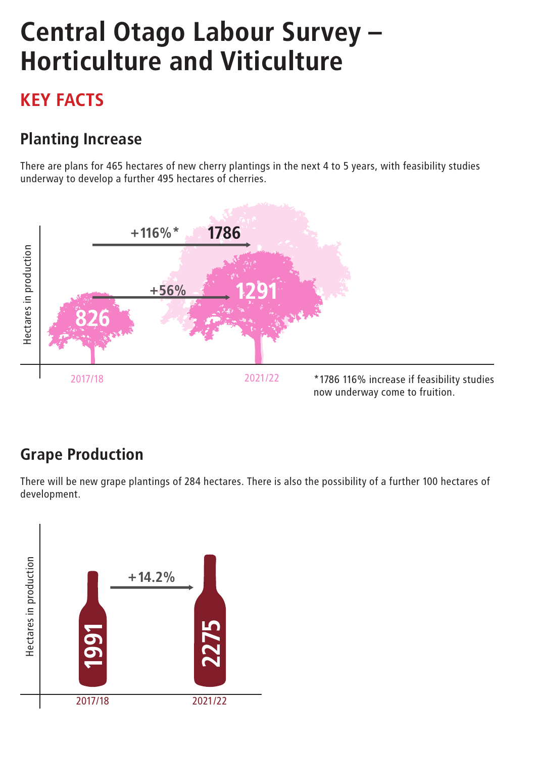# Central Otago Labour Survey – Horticulture and Viticulture

## KEY FACTS

### Planting Increase

There are plans for 465 hectares of new cherry plantings in the next 4 to 5 years, with feasibility studies underway to develop a further 495 hectares of cherries.

Hectares in production

| Year | Hectares |
| --- | --- |
| 2017/18 | 826 |
| 2021/22 | 1291 (+56%) |
| 2021/22 | 1786 (+116%*) |

*1786 116% increase if feasibility studies now underway come to fruition.

### Grape Production

There will be new grape plantings of 284 hectares. There is also the possibility of a further 100 hectares of development.

Hectares in production

| Year | Hectares |
| --- | --- |
| 2017/18 | 1991 |
| 2021/22 | 2275 (+14.2%) |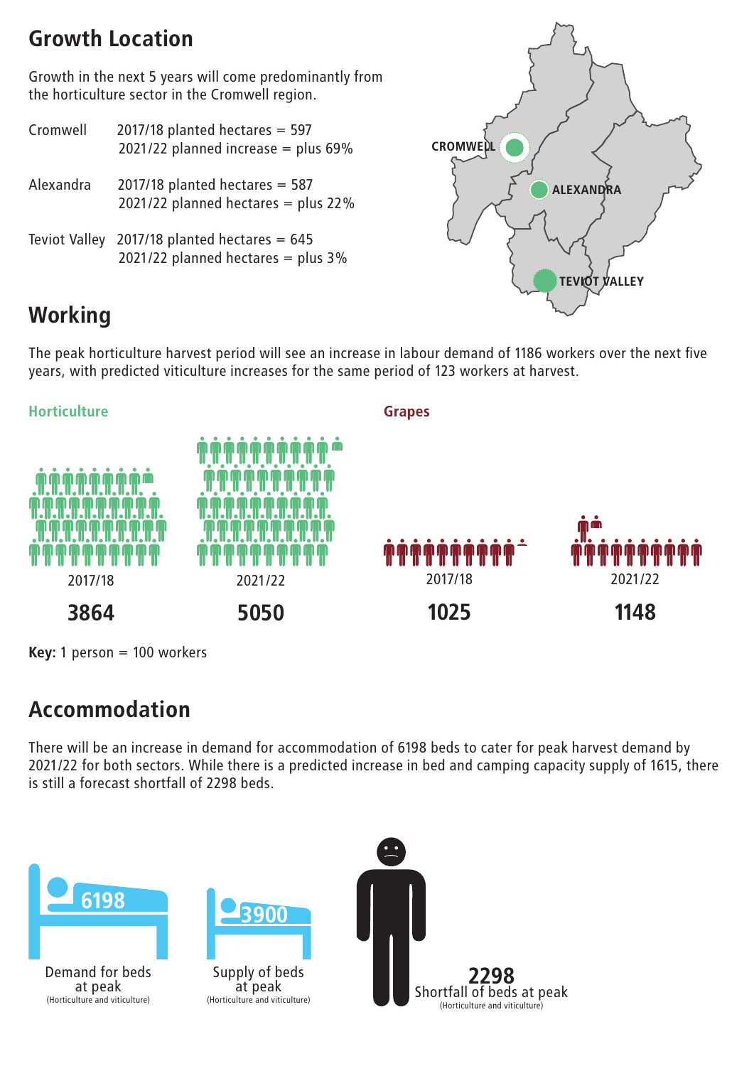## Growth Location

Growth in the next 5 years will come predominantly from the horticulture sector in the Cromwell region.

| | |
|---|---|
| Cromwell | 2017/18 planted hectares = 597<br>2021/22 planned increase = plus 69% |
| Alexandra | 2017/18 planted hectares = 587<br>2021/22 planned hectares = plus 22% |
| Teviot Valley | 2017/18 planted hectares = 645<br>2021/22 planned hectares = plus 3% |

CROMWELL

ALEXANDRA

TEVIOT VALLEY

## Working

The peak horticulture harvest period will see an increase in labour demand of 1186 workers over the next five years, with predicted viticulture increases for the same period of 123 workers at harvest.

**Horticulture**

2017/18
**3864**

2021/22
**5050**

**Grapes**

2017/18
**1025**

2021/22
**1148**

**Key:** 1 person = 100 workers

## Accommodation

There will be an increase in demand for accommodation of 6198 beds to cater for peak harvest demand by 2021/22 for both sectors. While there is a predicted increase in bed and camping capacity supply of 1615, there is still a forecast shortfall of 2298 beds.

6198
Demand for beds at peak
(Horticulture and viticulture)

3900
Supply of beds at peak
(Horticulture and viticulture)

**2298**
Shortfall of beds at peak
(Horticulture and viticulture)